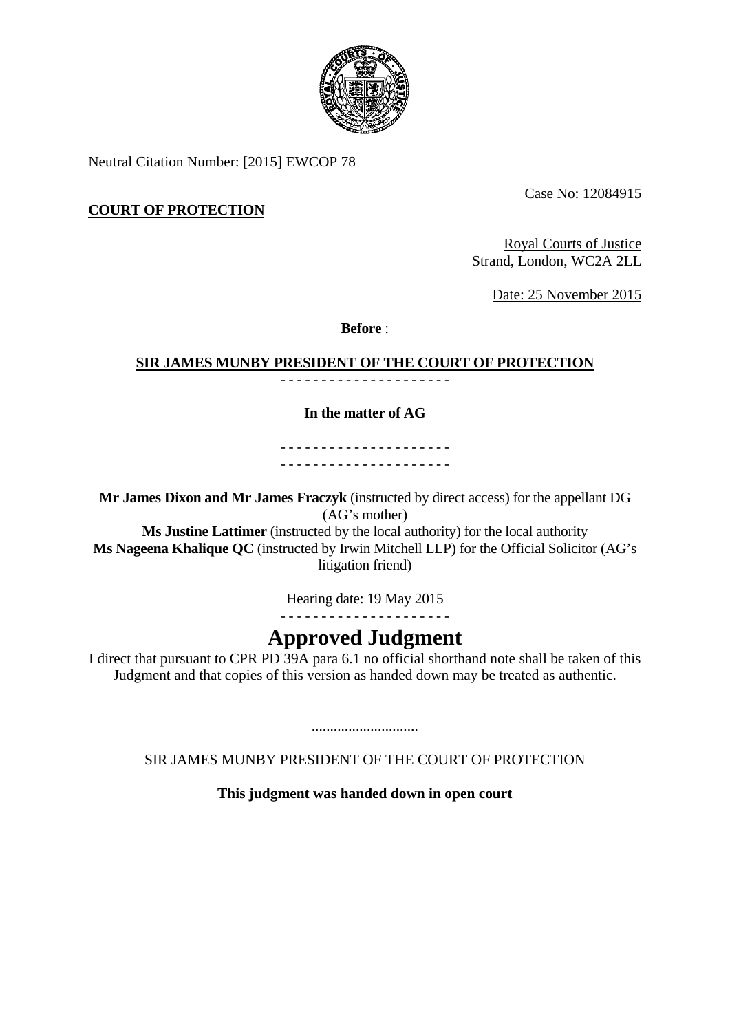Neutral Citation Number: [2015] EWCOP 78

Case No: 12084915

**COURT OF PROTECTION**

Royal Courts of Justice
Strand, London, WC2A 2LL

Date: 25 November 2015

**Before** :

**SIR JAMES MUNBY PRESIDENT OF THE COURT OF PROTECTION**

- - - - - - - - - - - - - - - - - - - - -

**In the matter of AG**

- - - - - - - - - - - - - - - - - - - - -
- - - - - - - - - - - - - - - - - - - - -

**Mr James Dixon and Mr James Fraczyk** (instructed by direct access) for the appellant DG (AG's mother)
**Ms Justine Lattimer** (instructed by the local authority) for the local authority
**Ms Nageena Khalique QC** (instructed by Irwin Mitchell LLP) for the Official Solicitor (AG's litigation friend)

Hearing date: 19 May 2015

- - - - - - - - - - - - - - - - - - - - -

# Approved Judgment

I direct that pursuant to CPR PD 39A para 6.1 no official shorthand note shall be taken of this Judgment and that copies of this version as handed down may be treated as authentic.

.............................

SIR JAMES MUNBY PRESIDENT OF THE COURT OF PROTECTION

**This judgment was handed down in open court**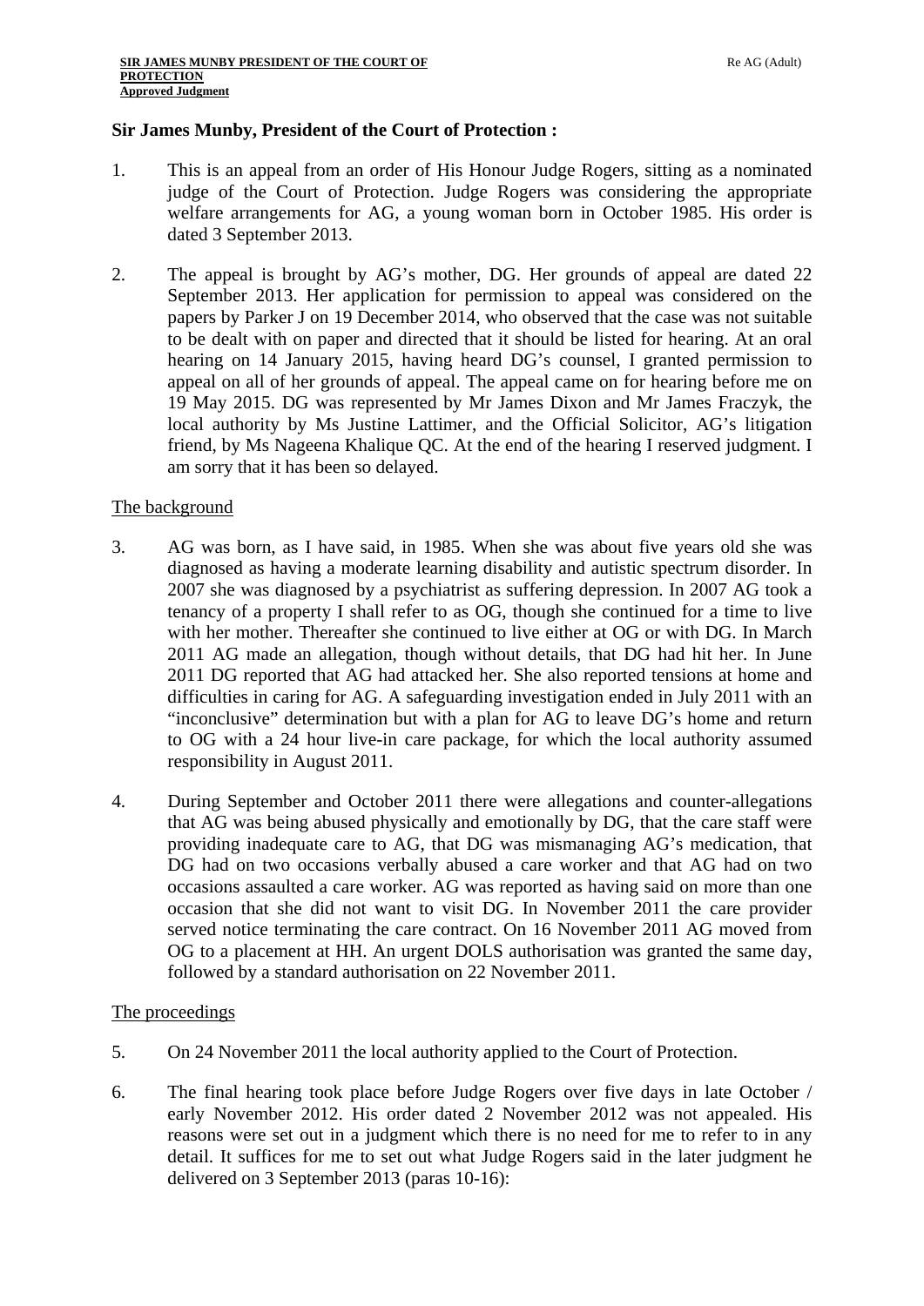**Sir James Munby, President of the Court of Protection :**

1. This is an appeal from an order of His Honour Judge Rogers, sitting as a nominated judge of the Court of Protection. Judge Rogers was considering the appropriate welfare arrangements for AG, a young woman born in October 1985. His order is dated 3 September 2013.

2. The appeal is brought by AG's mother, DG. Her grounds of appeal are dated 22 September 2013. Her application for permission to appeal was considered on the papers by Parker J on 19 December 2014, who observed that the case was not suitable to be dealt with on paper and directed that it should be listed for hearing. At an oral hearing on 14 January 2015, having heard DG's counsel, I granted permission to appeal on all of her grounds of appeal. The appeal came on for hearing before me on 19 May 2015. DG was represented by Mr James Dixon and Mr James Fraczyk, the local authority by Ms Justine Lattimer, and the Official Solicitor, AG's litigation friend, by Ms Nageena Khalique QC. At the end of the hearing I reserved judgment. I am sorry that it has been so delayed.

## The background

3. AG was born, as I have said, in 1985. When she was about five years old she was diagnosed as having a moderate learning disability and autistic spectrum disorder. In 2007 she was diagnosed by a psychiatrist as suffering depression. In 2007 AG took a tenancy of a property I shall refer to as OG, though she continued for a time to live with her mother. Thereafter she continued to live either at OG or with DG. In March 2011 AG made an allegation, though without details, that DG had hit her. In June 2011 DG reported that AG had attacked her. She also reported tensions at home and difficulties in caring for AG. A safeguarding investigation ended in July 2011 with an "inconclusive" determination but with a plan for AG to leave DG's home and return to OG with a 24 hour live-in care package, for which the local authority assumed responsibility in August 2011.

4. During September and October 2011 there were allegations and counter-allegations that AG was being abused physically and emotionally by DG, that the care staff were providing inadequate care to AG, that DG was mismanaging AG's medication, that DG had on two occasions verbally abused a care worker and that AG had on two occasions assaulted a care worker. AG was reported as having said on more than one occasion that she did not want to visit DG. In November 2011 the care provider served notice terminating the care contract. On 16 November 2011 AG moved from OG to a placement at HH. An urgent DOLS authorisation was granted the same day, followed by a standard authorisation on 22 November 2011.

## The proceedings

5. On 24 November 2011 the local authority applied to the Court of Protection.

6. The final hearing took place before Judge Rogers over five days in late October / early November 2012. His order dated 2 November 2012 was not appealed. His reasons were set out in a judgment which there is no need for me to refer to in any detail. It suffices for me to set out what Judge Rogers said in the later judgment he delivered on 3 September 2013 (paras 10-16):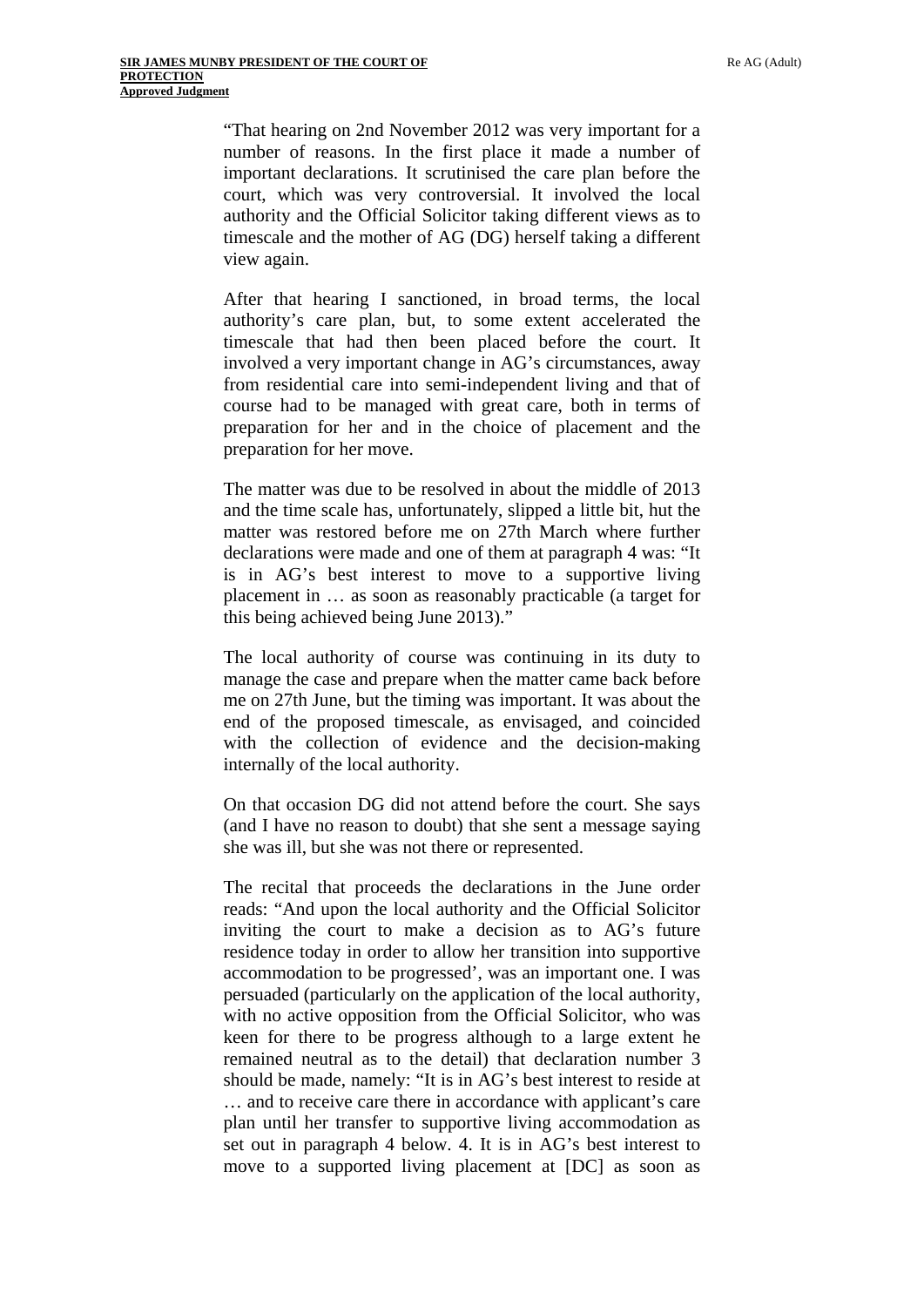"That hearing on 2nd November 2012 was very important for a number of reasons. In the first place it made a number of important declarations. It scrutinised the care plan before the court, which was very controversial. It involved the local authority and the Official Solicitor taking different views as to timescale and the mother of AG (DG) herself taking a different view again.

After that hearing I sanctioned, in broad terms, the local authority's care plan, but, to some extent accelerated the timescale that had then been placed before the court. It involved a very important change in AG's circumstances, away from residential care into semi-independent living and that of course had to be managed with great care, both in terms of preparation for her and in the choice of placement and the preparation for her move.

The matter was due to be resolved in about the middle of 2013 and the time scale has, unfortunately, slipped a little bit, hut the matter was restored before me on 27th March where further declarations were made and one of them at paragraph 4 was: "It is in AG's best interest to move to a supportive living placement in … as soon as reasonably practicable (a target for this being achieved being June 2013)."

The local authority of course was continuing in its duty to manage the case and prepare when the matter came back before me on 27th June, but the timing was important. It was about the end of the proposed timescale, as envisaged, and coincided with the collection of evidence and the decision-making internally of the local authority.

On that occasion DG did not attend before the court. She says (and I have no reason to doubt) that she sent a message saying she was ill, but she was not there or represented.

The recital that proceeds the declarations in the June order reads: "And upon the local authority and the Official Solicitor inviting the court to make a decision as to AG's future residence today in order to allow her transition into supportive accommodation to be progressed', was an important one. I was persuaded (particularly on the application of the local authority, with no active opposition from the Official Solicitor, who was keen for there to be progress although to a large extent he remained neutral as to the detail) that declaration number 3 should be made, namely: "It is in AG's best interest to reside at … and to receive care there in accordance with applicant's care plan until her transfer to supportive living accommodation as set out in paragraph 4 below. 4. It is in AG's best interest to move to a supported living placement at [DC] as soon as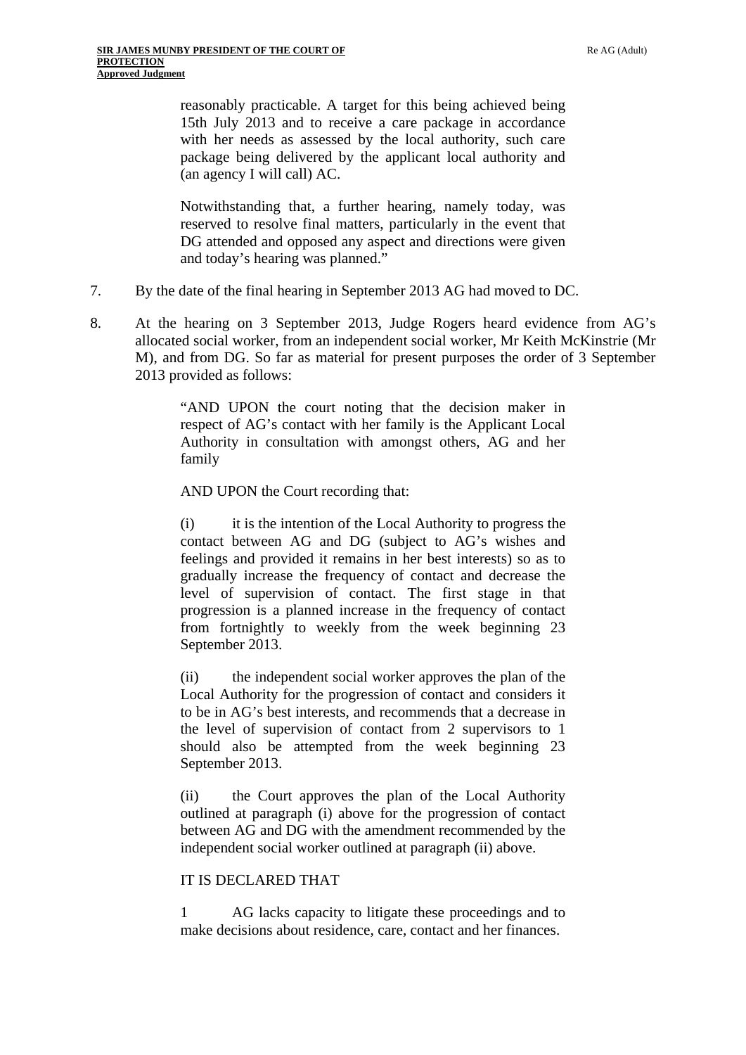> reasonably practicable. A target for this being achieved being 15th July 2013 and to receive a care package in accordance with her needs as assessed by the local authority, such care package being delivered by the applicant local authority and (an agency I will call) AC.
>
> Notwithstanding that, a further hearing, namely today, was reserved to resolve final matters, particularly in the event that DG attended and opposed any aspect and directions were given and today's hearing was planned."

7. By the date of the final hearing in September 2013 AG had moved to DC.

8. At the hearing on 3 September 2013, Judge Rogers heard evidence from AG's allocated social worker, from an independent social worker, Mr Keith McKinstrie (Mr M), and from DG. So far as material for present purposes the order of 3 September 2013 provided as follows:

> "AND UPON the court noting that the decision maker in respect of AG's contact with her family is the Applicant Local Authority in consultation with amongst others, AG and her family
>
> AND UPON the Court recording that:
>
> (i) it is the intention of the Local Authority to progress the contact between AG and DG (subject to AG's wishes and feelings and provided it remains in her best interests) so as to gradually increase the frequency of contact and decrease the level of supervision of contact. The first stage in that progression is a planned increase in the frequency of contact from fortnightly to weekly from the week beginning 23 September 2013.
>
> (ii) the independent social worker approves the plan of the Local Authority for the progression of contact and considers it to be in AG's best interests, and recommends that a decrease in the level of supervision of contact from 2 supervisors to 1 should also be attempted from the week beginning 23 September 2013.
>
> (ii) the Court approves the plan of the Local Authority outlined at paragraph (i) above for the progression of contact between AG and DG with the amendment recommended by the independent social worker outlined at paragraph (ii) above.
>
> IT IS DECLARED THAT
>
> 1 AG lacks capacity to litigate these proceedings and to make decisions about residence, care, contact and her finances.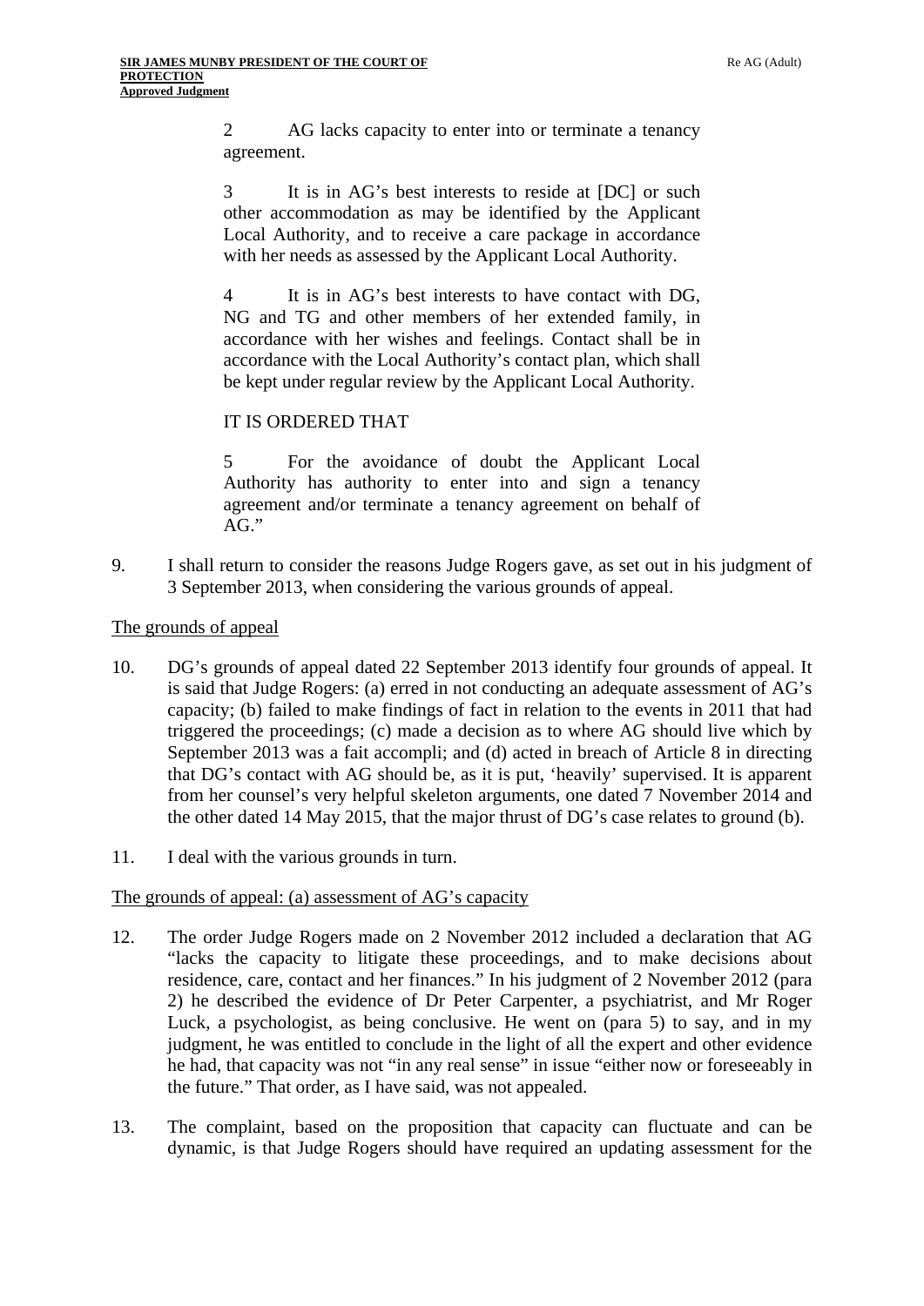> 2 AG lacks capacity to enter into or terminate a tenancy agreement.
>
> 3 It is in AG's best interests to reside at [DC] or such other accommodation as may be identified by the Applicant Local Authority, and to receive a care package in accordance with her needs as assessed by the Applicant Local Authority.
>
> 4 It is in AG's best interests to have contact with DG, NG and TG and other members of her extended family, in accordance with her wishes and feelings. Contact shall be in accordance with the Local Authority's contact plan, which shall be kept under regular review by the Applicant Local Authority.
>
> IT IS ORDERED THAT
>
> 5 For the avoidance of doubt the Applicant Local Authority has authority to enter into and sign a tenancy agreement and/or terminate a tenancy agreement on behalf of AG."

9. I shall return to consider the reasons Judge Rogers gave, as set out in his judgment of 3 September 2013, when considering the various grounds of appeal.

The grounds of appeal

10. DG's grounds of appeal dated 22 September 2013 identify four grounds of appeal. It is said that Judge Rogers: (a) erred in not conducting an adequate assessment of AG's capacity; (b) failed to make findings of fact in relation to the events in 2011 that had triggered the proceedings; (c) made a decision as to where AG should live which by September 2013 was a fait accompli; and (d) acted in breach of Article 8 in directing that DG's contact with AG should be, as it is put, 'heavily' supervised. It is apparent from her counsel's very helpful skeleton arguments, one dated 7 November 2014 and the other dated 14 May 2015, that the major thrust of DG's case relates to ground (b).

11. I deal with the various grounds in turn.

The grounds of appeal: (a) assessment of AG's capacity

12. The order Judge Rogers made on 2 November 2012 included a declaration that AG "lacks the capacity to litigate these proceedings, and to make decisions about residence, care, contact and her finances." In his judgment of 2 November 2012 (para 2) he described the evidence of Dr Peter Carpenter, a psychiatrist, and Mr Roger Luck, a psychologist, as being conclusive. He went on (para 5) to say, and in my judgment, he was entitled to conclude in the light of all the expert and other evidence he had, that capacity was not "in any real sense" in issue "either now or foreseeably in the future." That order, as I have said, was not appealed.

13. The complaint, based on the proposition that capacity can fluctuate and can be dynamic, is that Judge Rogers should have required an updating assessment for the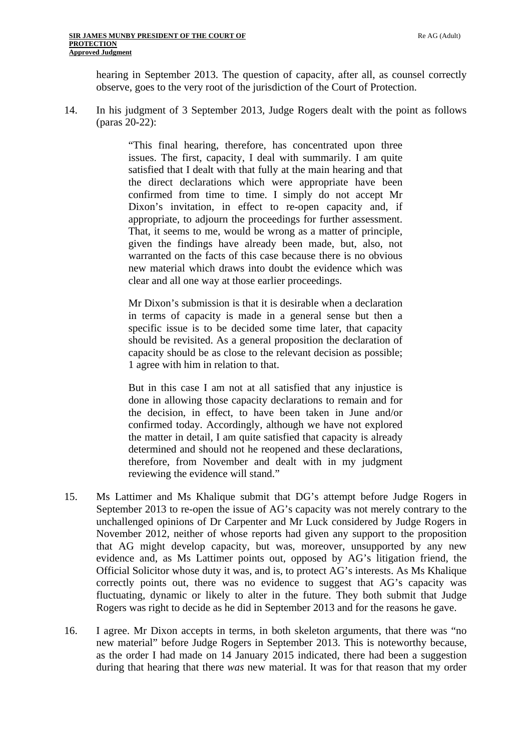hearing in September 2013. The question of capacity, after all, as counsel correctly observe, goes to the very root of the jurisdiction of the Court of Protection.

14. In his judgment of 3 September 2013, Judge Rogers dealt with the point as follows (paras 20-22):

> "This final hearing, therefore, has concentrated upon three issues. The first, capacity, I deal with summarily. I am quite satisfied that I dealt with that fully at the main hearing and that the direct declarations which were appropriate have been confirmed from time to time. I simply do not accept Mr Dixon's invitation, in effect to re-open capacity and, if appropriate, to adjourn the proceedings for further assessment. That, it seems to me, would be wrong as a matter of principle, given the findings have already been made, but, also, not warranted on the facts of this case because there is no obvious new material which draws into doubt the evidence which was clear and all one way at those earlier proceedings.
>
> Mr Dixon's submission is that it is desirable when a declaration in terms of capacity is made in a general sense but then a specific issue is to be decided some time later, that capacity should be revisited. As a general proposition the declaration of capacity should be as close to the relevant decision as possible; 1 agree with him in relation to that.
>
> But in this case I am not at all satisfied that any injustice is done in allowing those capacity declarations to remain and for the decision, in effect, to have been taken in June and/or confirmed today. Accordingly, although we have not explored the matter in detail, I am quite satisfied that capacity is already determined and should not he reopened and these declarations, therefore, from November and dealt with in my judgment reviewing the evidence will stand."

15. Ms Lattimer and Ms Khalique submit that DG's attempt before Judge Rogers in September 2013 to re-open the issue of AG's capacity was not merely contrary to the unchallenged opinions of Dr Carpenter and Mr Luck considered by Judge Rogers in November 2012, neither of whose reports had given any support to the proposition that AG might develop capacity, but was, moreover, unsupported by any new evidence and, as Ms Lattimer points out, opposed by AG's litigation friend, the Official Solicitor whose duty it was, and is, to protect AG's interests. As Ms Khalique correctly points out, there was no evidence to suggest that AG's capacity was fluctuating, dynamic or likely to alter in the future. They both submit that Judge Rogers was right to decide as he did in September 2013 and for the reasons he gave.

16. I agree. Mr Dixon accepts in terms, in both skeleton arguments, that there was "no new material" before Judge Rogers in September 2013. This is noteworthy because, as the order I had made on 14 January 2015 indicated, there had been a suggestion during that hearing that there *was* new material. It was for that reason that my order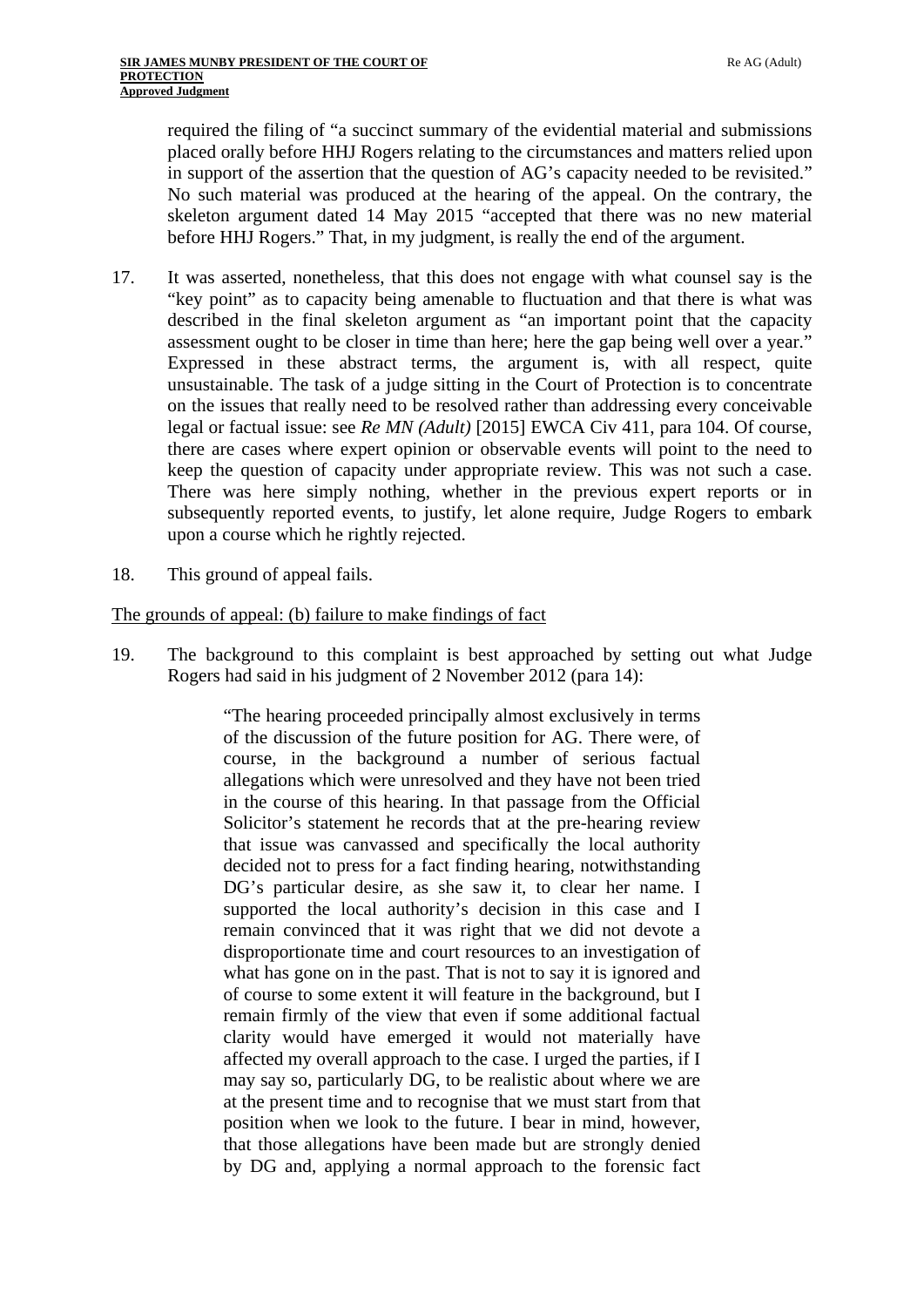required the filing of "a succinct summary of the evidential material and submissions placed orally before HHJ Rogers relating to the circumstances and matters relied upon in support of the assertion that the question of AG's capacity needed to be revisited." No such material was produced at the hearing of the appeal. On the contrary, the skeleton argument dated 14 May 2015 "accepted that there was no new material before HHJ Rogers." That, in my judgment, is really the end of the argument.

17. It was asserted, nonetheless, that this does not engage with what counsel say is the "key point" as to capacity being amenable to fluctuation and that there is what was described in the final skeleton argument as "an important point that the capacity assessment ought to be closer in time than here; here the gap being well over a year." Expressed in these abstract terms, the argument is, with all respect, quite unsustainable. The task of a judge sitting in the Court of Protection is to concentrate on the issues that really need to be resolved rather than addressing every conceivable legal or factual issue: see *Re MN (Adult)* [2015] EWCA Civ 411, para 104. Of course, there are cases where expert opinion or observable events will point to the need to keep the question of capacity under appropriate review. This was not such a case. There was here simply nothing, whether in the previous expert reports or in subsequently reported events, to justify, let alone require, Judge Rogers to embark upon a course which he rightly rejected.

18. This ground of appeal fails.

The grounds of appeal: (b) failure to make findings of fact

19. The background to this complaint is best approached by setting out what Judge Rogers had said in his judgment of 2 November 2012 (para 14):

> "The hearing proceeded principally almost exclusively in terms of the discussion of the future position for AG. There were, of course, in the background a number of serious factual allegations which were unresolved and they have not been tried in the course of this hearing. In that passage from the Official Solicitor's statement he records that at the pre-hearing review that issue was canvassed and specifically the local authority decided not to press for a fact finding hearing, notwithstanding DG's particular desire, as she saw it, to clear her name. I supported the local authority's decision in this case and I remain convinced that it was right that we did not devote a disproportionate time and court resources to an investigation of what has gone on in the past. That is not to say it is ignored and of course to some extent it will feature in the background, but I remain firmly of the view that even if some additional factual clarity would have emerged it would not materially have affected my overall approach to the case. I urged the parties, if I may say so, particularly DG, to be realistic about where we are at the present time and to recognise that we must start from that position when we look to the future. I bear in mind, however, that those allegations have been made but are strongly denied by DG and, applying a normal approach to the forensic fact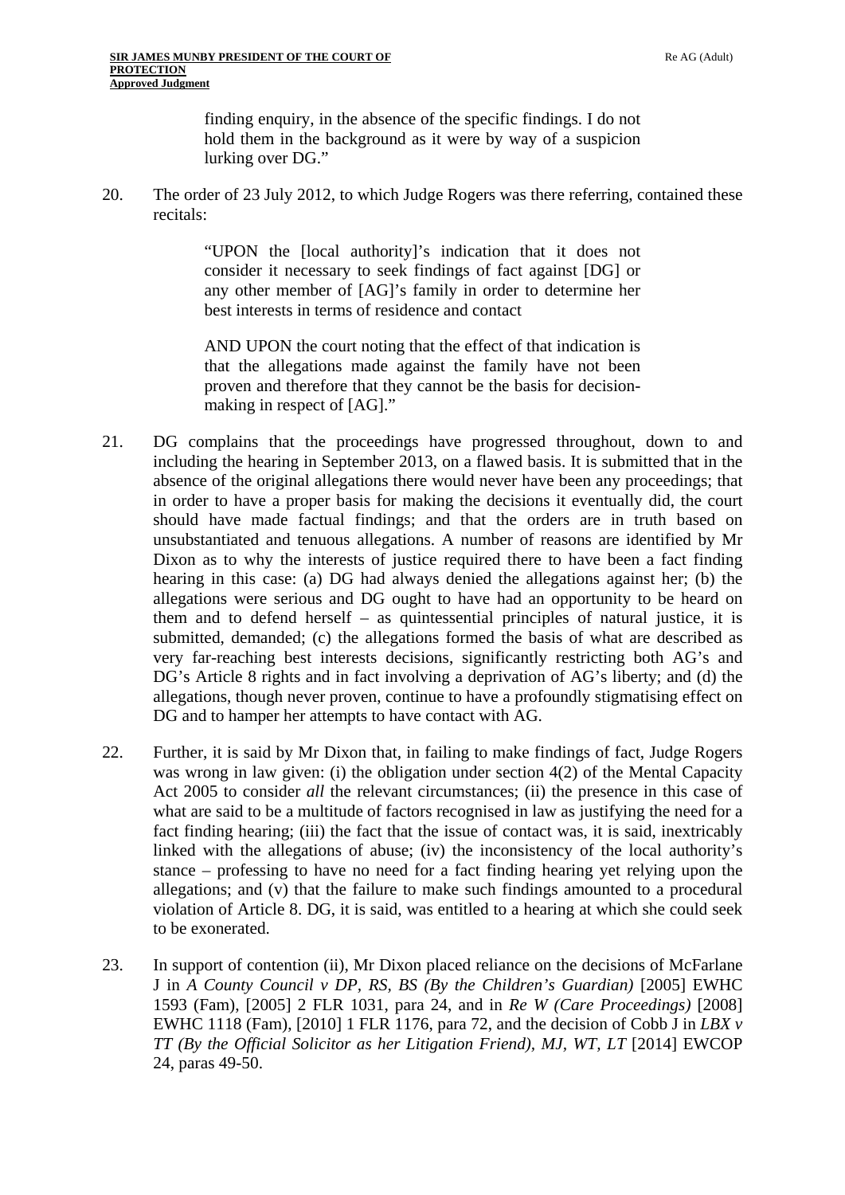> finding enquiry, in the absence of the specific findings. I do not hold them in the background as it were by way of a suspicion lurking over DG."

20. The order of 23 July 2012, to which Judge Rogers was there referring, contained these recitals:

> "UPON the [local authority]'s indication that it does not consider it necessary to seek findings of fact against [DG] or any other member of [AG]'s family in order to determine her best interests in terms of residence and contact
>
> AND UPON the court noting that the effect of that indication is that the allegations made against the family have not been proven and therefore that they cannot be the basis for decision-making in respect of [AG]."

21. DG complains that the proceedings have progressed throughout, down to and including the hearing in September 2013, on a flawed basis. It is submitted that in the absence of the original allegations there would never have been any proceedings; that in order to have a proper basis for making the decisions it eventually did, the court should have made factual findings; and that the orders are in truth based on unsubstantiated and tenuous allegations. A number of reasons are identified by Mr Dixon as to why the interests of justice required there to have been a fact finding hearing in this case: (a) DG had always denied the allegations against her; (b) the allegations were serious and DG ought to have had an opportunity to be heard on them and to defend herself – as quintessential principles of natural justice, it is submitted, demanded; (c) the allegations formed the basis of what are described as very far-reaching best interests decisions, significantly restricting both AG's and DG's Article 8 rights and in fact involving a deprivation of AG's liberty; and (d) the allegations, though never proven, continue to have a profoundly stigmatising effect on DG and to hamper her attempts to have contact with AG.

22. Further, it is said by Mr Dixon that, in failing to make findings of fact, Judge Rogers was wrong in law given: (i) the obligation under section 4(2) of the Mental Capacity Act 2005 to consider *all* the relevant circumstances; (ii) the presence in this case of what are said to be a multitude of factors recognised in law as justifying the need for a fact finding hearing; (iii) the fact that the issue of contact was, it is said, inextricably linked with the allegations of abuse; (iv) the inconsistency of the local authority's stance – professing to have no need for a fact finding hearing yet relying upon the allegations; and (v) that the failure to make such findings amounted to a procedural violation of Article 8. DG, it is said, was entitled to a hearing at which she could seek to be exonerated.

23. In support of contention (ii), Mr Dixon placed reliance on the decisions of McFarlane J in *A County Council v DP, RS, BS (By the Children's Guardian)* [2005] EWHC 1593 (Fam), [2005] 2 FLR 1031, para 24, and in *Re W (Care Proceedings)* [2008] EWHC 1118 (Fam), [2010] 1 FLR 1176, para 72, and the decision of Cobb J in *LBX v TT (By the Official Solicitor as her Litigation Friend), MJ, WT, LT* [2014] EWCOP 24, paras 49-50.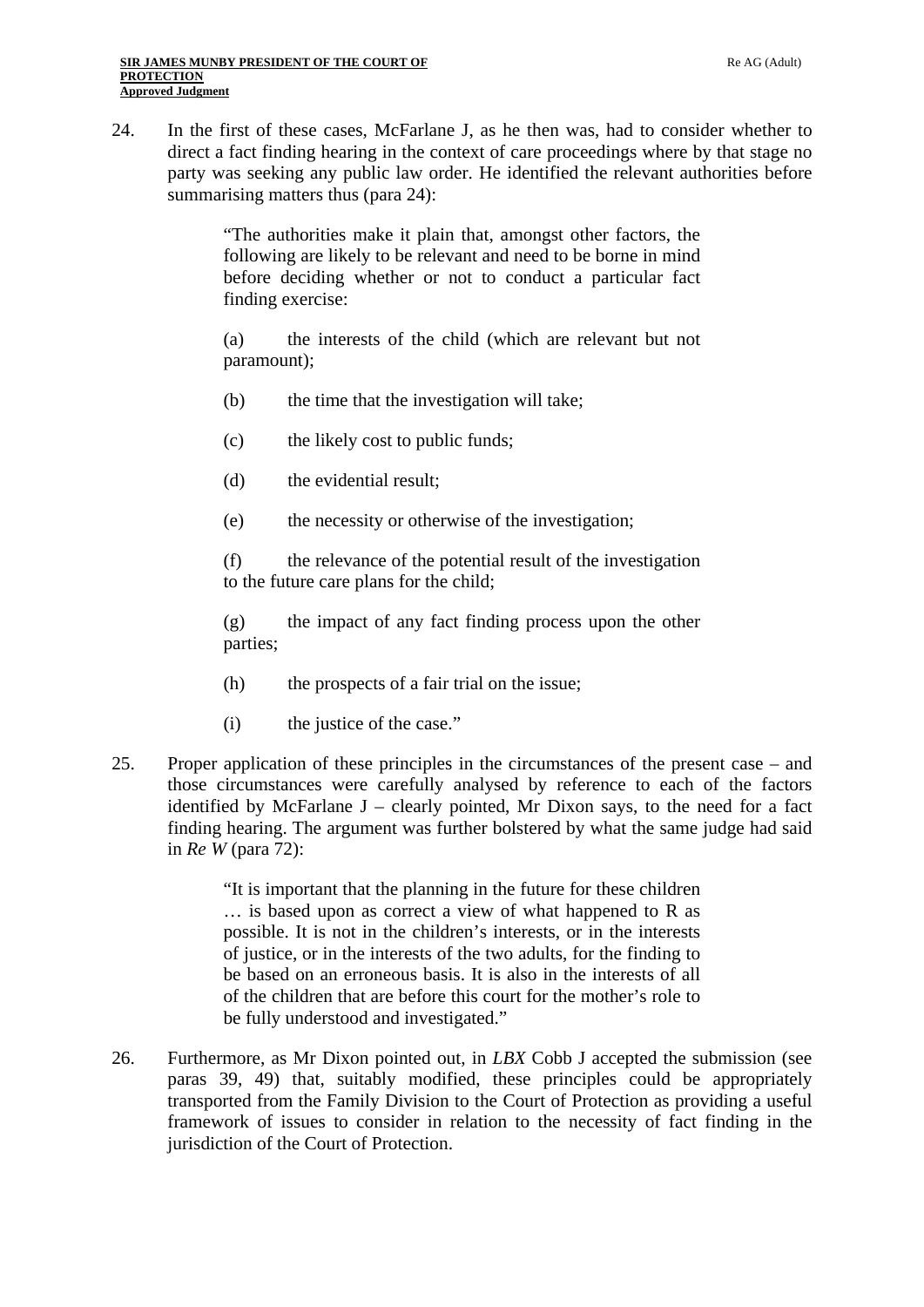24. In the first of these cases, McFarlane J, as he then was, had to consider whether to direct a fact finding hearing in the context of care proceedings where by that stage no party was seeking any public law order. He identified the relevant authorities before summarising matters thus (para 24):

> "The authorities make it plain that, amongst other factors, the following are likely to be relevant and need to be borne in mind before deciding whether or not to conduct a particular fact finding exercise:
>
> (a) the interests of the child (which are relevant but not paramount);
>
> (b) the time that the investigation will take;
>
> (c) the likely cost to public funds;
>
> (d) the evidential result;
>
> (e) the necessity or otherwise of the investigation;
>
> (f) the relevance of the potential result of the investigation to the future care plans for the child;
>
> (g) the impact of any fact finding process upon the other parties;
>
> (h) the prospects of a fair trial on the issue;
>
> (i) the justice of the case."

25. Proper application of these principles in the circumstances of the present case – and those circumstances were carefully analysed by reference to each of the factors identified by McFarlane J – clearly pointed, Mr Dixon says, to the need for a fact finding hearing. The argument was further bolstered by what the same judge had said in *Re W* (para 72):

> "It is important that the planning in the future for these children … is based upon as correct a view of what happened to R as possible. It is not in the children's interests, or in the interests of justice, or in the interests of the two adults, for the finding to be based on an erroneous basis. It is also in the interests of all of the children that are before this court for the mother's role to be fully understood and investigated."

26. Furthermore, as Mr Dixon pointed out, in *LBX* Cobb J accepted the submission (see paras 39, 49) that, suitably modified, these principles could be appropriately transported from the Family Division to the Court of Protection as providing a useful framework of issues to consider in relation to the necessity of fact finding in the jurisdiction of the Court of Protection.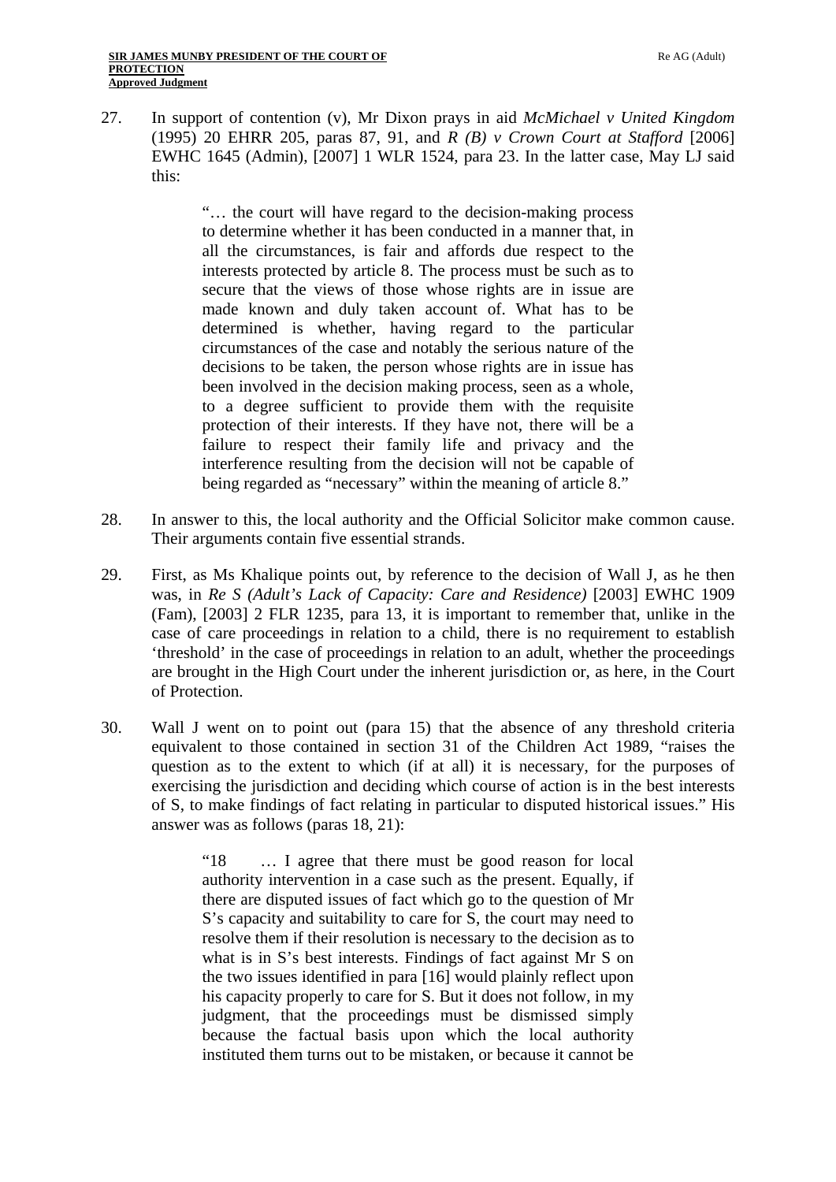27. In support of contention (v), Mr Dixon prays in aid *McMichael v United Kingdom* (1995) 20 EHRR 205, paras 87, 91, and *R (B) v Crown Court at Stafford* [2006] EWHC 1645 (Admin), [2007] 1 WLR 1524, para 23. In the latter case, May LJ said this:

> "… the court will have regard to the decision-making process to determine whether it has been conducted in a manner that, in all the circumstances, is fair and affords due respect to the interests protected by article 8. The process must be such as to secure that the views of those whose rights are in issue are made known and duly taken account of. What has to be determined is whether, having regard to the particular circumstances of the case and notably the serious nature of the decisions to be taken, the person whose rights are in issue has been involved in the decision making process, seen as a whole, to a degree sufficient to provide them with the requisite protection of their interests. If they have not, there will be a failure to respect their family life and privacy and the interference resulting from the decision will not be capable of being regarded as "necessary" within the meaning of article 8."

28. In answer to this, the local authority and the Official Solicitor make common cause. Their arguments contain five essential strands.

29. First, as Ms Khalique points out, by reference to the decision of Wall J, as he then was, in *Re S (Adult's Lack of Capacity: Care and Residence)* [2003] EWHC 1909 (Fam), [2003] 2 FLR 1235, para 13, it is important to remember that, unlike in the case of care proceedings in relation to a child, there is no requirement to establish 'threshold' in the case of proceedings in relation to an adult, whether the proceedings are brought in the High Court under the inherent jurisdiction or, as here, in the Court of Protection.

30. Wall J went on to point out (para 15) that the absence of any threshold criteria equivalent to those contained in section 31 of the Children Act 1989, "raises the question as to the extent to which (if at all) it is necessary, for the purposes of exercising the jurisdiction and deciding which course of action is in the best interests of S, to make findings of fact relating in particular to disputed historical issues." His answer was as follows (paras 18, 21):

> "18 … I agree that there must be good reason for local authority intervention in a case such as the present. Equally, if there are disputed issues of fact which go to the question of Mr S's capacity and suitability to care for S, the court may need to resolve them if their resolution is necessary to the decision as to what is in S's best interests. Findings of fact against Mr S on the two issues identified in para [16] would plainly reflect upon his capacity properly to care for S. But it does not follow, in my judgment, that the proceedings must be dismissed simply because the factual basis upon which the local authority instituted them turns out to be mistaken, or because it cannot be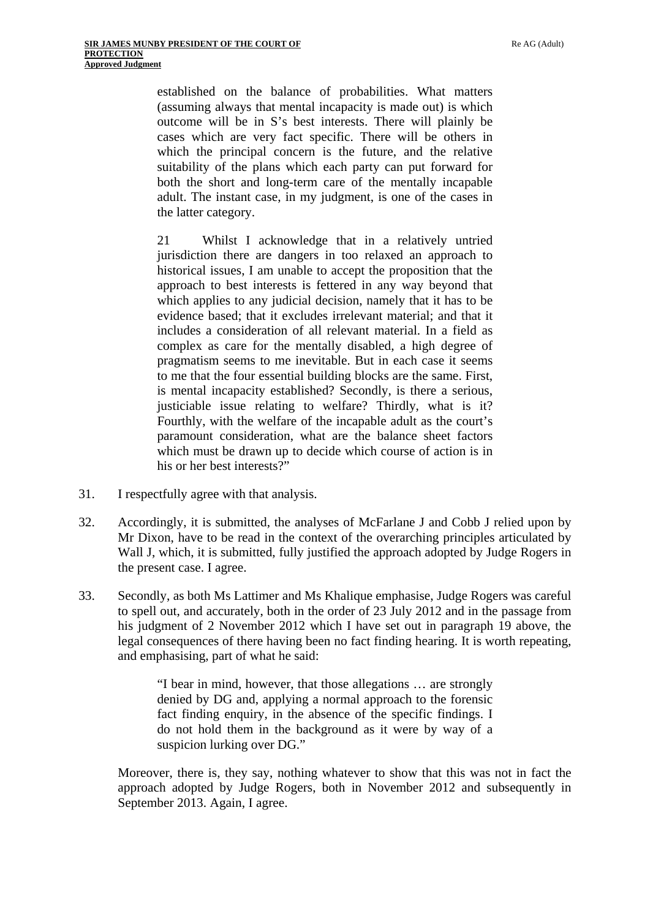> established on the balance of probabilities. What matters (assuming always that mental incapacity is made out) is which outcome will be in S's best interests. There will plainly be cases which are very fact specific. There will be others in which the principal concern is the future, and the relative suitability of the plans which each party can put forward for both the short and long-term care of the mentally incapable adult. The instant case, in my judgment, is one of the cases in the latter category.
>
> 21 Whilst I acknowledge that in a relatively untried jurisdiction there are dangers in too relaxed an approach to historical issues, I am unable to accept the proposition that the approach to best interests is fettered in any way beyond that which applies to any judicial decision, namely that it has to be evidence based; that it excludes irrelevant material; and that it includes a consideration of all relevant material. In a field as complex as care for the mentally disabled, a high degree of pragmatism seems to me inevitable. But in each case it seems to me that the four essential building blocks are the same. First, is mental incapacity established? Secondly, is there a serious, justiciable issue relating to welfare? Thirdly, what is it? Fourthly, with the welfare of the incapable adult as the court's paramount consideration, what are the balance sheet factors which must be drawn up to decide which course of action is in his or her best interests?"

31. I respectfully agree with that analysis.

32. Accordingly, it is submitted, the analyses of McFarlane J and Cobb J relied upon by Mr Dixon, have to be read in the context of the overarching principles articulated by Wall J, which, it is submitted, fully justified the approach adopted by Judge Rogers in the present case. I agree.

33. Secondly, as both Ms Lattimer and Ms Khalique emphasise, Judge Rogers was careful to spell out, and accurately, both in the order of 23 July 2012 and in the passage from his judgment of 2 November 2012 which I have set out in paragraph 19 above, the legal consequences of there having been no fact finding hearing. It is worth repeating, and emphasising, part of what he said:

> "I bear in mind, however, that those allegations … are strongly denied by DG and, applying a normal approach to the forensic fact finding enquiry, in the absence of the specific findings. I do not hold them in the background as it were by way of a suspicion lurking over DG."

Moreover, there is, they say, nothing whatever to show that this was not in fact the approach adopted by Judge Rogers, both in November 2012 and subsequently in September 2013. Again, I agree.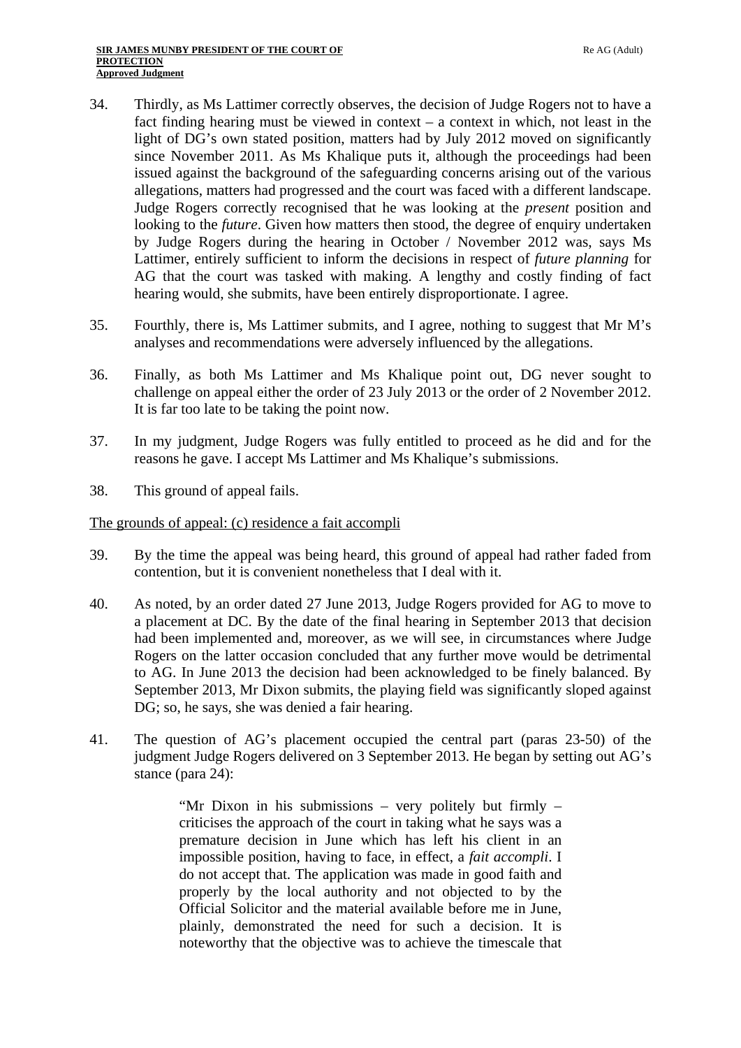34. Thirdly, as Ms Lattimer correctly observes, the decision of Judge Rogers not to have a fact finding hearing must be viewed in context – a context in which, not least in the light of DG's own stated position, matters had by July 2012 moved on significantly since November 2011. As Ms Khalique puts it, although the proceedings had been issued against the background of the safeguarding concerns arising out of the various allegations, matters had progressed and the court was faced with a different landscape. Judge Rogers correctly recognised that he was looking at the *present* position and looking to the *future*. Given how matters then stood, the degree of enquiry undertaken by Judge Rogers during the hearing in October / November 2012 was, says Ms Lattimer, entirely sufficient to inform the decisions in respect of *future planning* for AG that the court was tasked with making. A lengthy and costly finding of fact hearing would, she submits, have been entirely disproportionate. I agree.

35. Fourthly, there is, Ms Lattimer submits, and I agree, nothing to suggest that Mr M's analyses and recommendations were adversely influenced by the allegations.

36. Finally, as both Ms Lattimer and Ms Khalique point out, DG never sought to challenge on appeal either the order of 23 July 2013 or the order of 2 November 2012. It is far too late to be taking the point now.

37. In my judgment, Judge Rogers was fully entitled to proceed as he did and for the reasons he gave. I accept Ms Lattimer and Ms Khalique's submissions.

38. This ground of appeal fails.

The grounds of appeal: (c) residence a fait accompli

39. By the time the appeal was being heard, this ground of appeal had rather faded from contention, but it is convenient nonetheless that I deal with it.

40. As noted, by an order dated 27 June 2013, Judge Rogers provided for AG to move to a placement at DC. By the date of the final hearing in September 2013 that decision had been implemented and, moreover, as we will see, in circumstances where Judge Rogers on the latter occasion concluded that any further move would be detrimental to AG. In June 2013 the decision had been acknowledged to be finely balanced. By September 2013, Mr Dixon submits, the playing field was significantly sloped against DG; so, he says, she was denied a fair hearing.

41. The question of AG's placement occupied the central part (paras 23-50) of the judgment Judge Rogers delivered on 3 September 2013. He began by setting out AG's stance (para 24):

> "Mr Dixon in his submissions – very politely but firmly – criticises the approach of the court in taking what he says was a premature decision in June which has left his client in an impossible position, having to face, in effect, a *fait accompli*. I do not accept that. The application was made in good faith and properly by the local authority and not objected to by the Official Solicitor and the material available before me in June, plainly, demonstrated the need for such a decision. It is noteworthy that the objective was to achieve the timescale that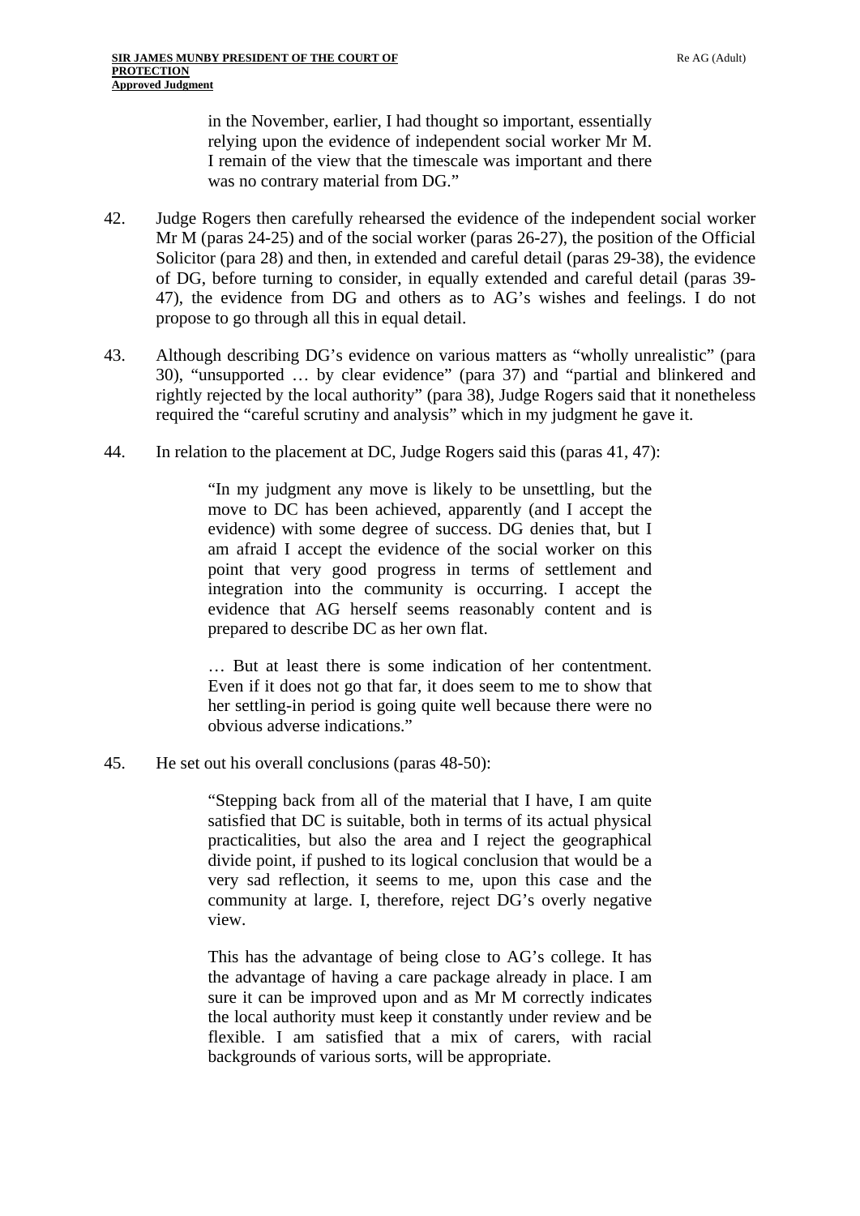> in the November, earlier, I had thought so important, essentially relying upon the evidence of independent social worker Mr M. I remain of the view that the timescale was important and there was no contrary material from DG."

42. Judge Rogers then carefully rehearsed the evidence of the independent social worker Mr M (paras 24-25) and of the social worker (paras 26-27), the position of the Official Solicitor (para 28) and then, in extended and careful detail (paras 29-38), the evidence of DG, before turning to consider, in equally extended and careful detail (paras 39-47), the evidence from DG and others as to AG's wishes and feelings. I do not propose to go through all this in equal detail.

43. Although describing DG's evidence on various matters as "wholly unrealistic" (para 30), "unsupported … by clear evidence" (para 37) and "partial and blinkered and rightly rejected by the local authority" (para 38), Judge Rogers said that it nonetheless required the "careful scrutiny and analysis" which in my judgment he gave it.

44. In relation to the placement at DC, Judge Rogers said this (paras 41, 47):

> "In my judgment any move is likely to be unsettling, but the move to DC has been achieved, apparently (and I accept the evidence) with some degree of success. DG denies that, but I am afraid I accept the evidence of the social worker on this point that very good progress in terms of settlement and integration into the community is occurring. I accept the evidence that AG herself seems reasonably content and is prepared to describe DC as her own flat.
>
> … But at least there is some indication of her contentment. Even if it does not go that far, it does seem to me to show that her settling-in period is going quite well because there were no obvious adverse indications."

45. He set out his overall conclusions (paras 48-50):

> "Stepping back from all of the material that I have, I am quite satisfied that DC is suitable, both in terms of its actual physical practicalities, but also the area and I reject the geographical divide point, if pushed to its logical conclusion that would be a very sad reflection, it seems to me, upon this case and the community at large. I, therefore, reject DG's overly negative view.
>
> This has the advantage of being close to AG's college. It has the advantage of having a care package already in place. I am sure it can be improved upon and as Mr M correctly indicates the local authority must keep it constantly under review and be flexible. I am satisfied that a mix of carers, with racial backgrounds of various sorts, will be appropriate.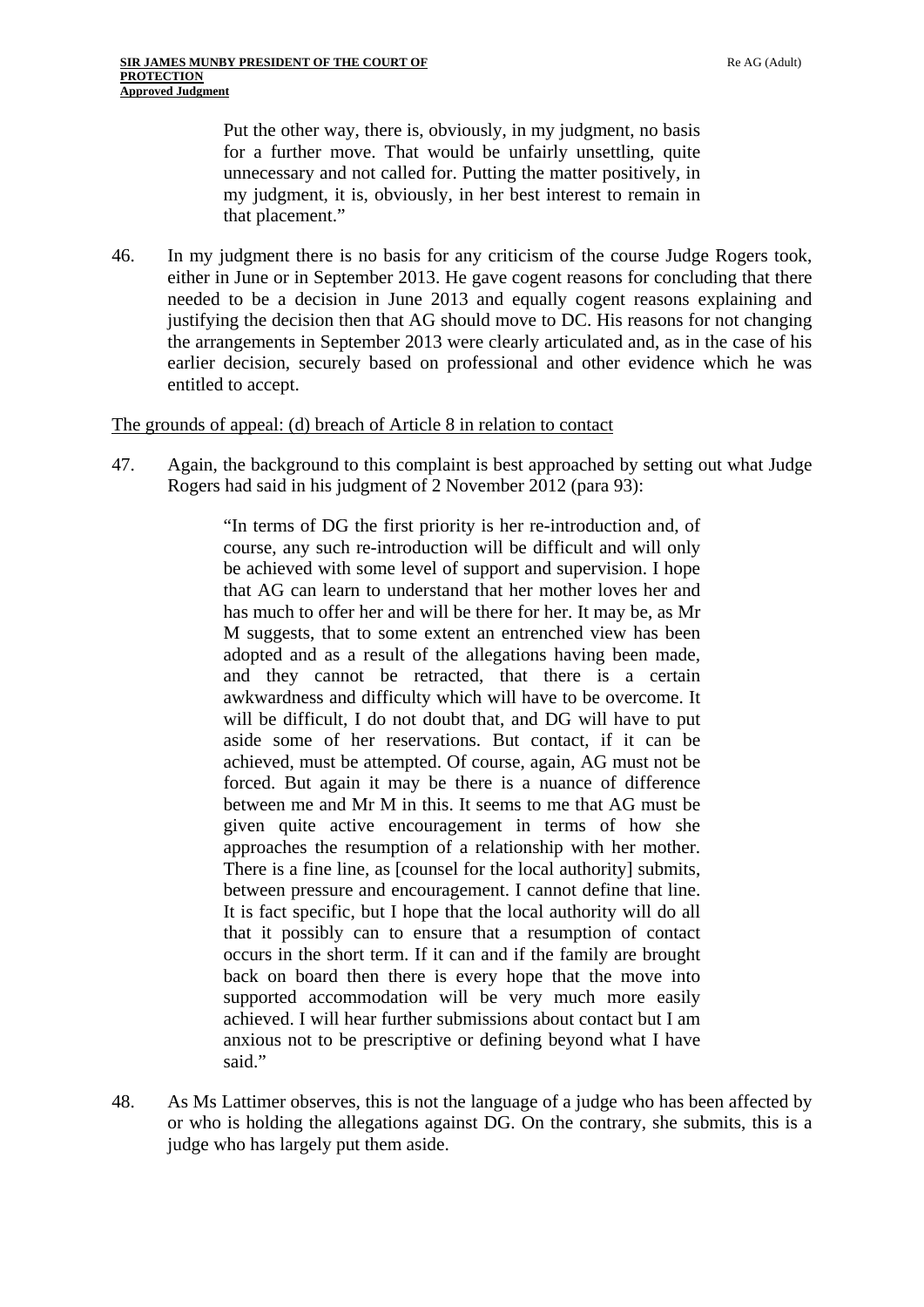> Put the other way, there is, obviously, in my judgment, no basis for a further move. That would be unfairly unsettling, quite unnecessary and not called for. Putting the matter positively, in my judgment, it is, obviously, in her best interest to remain in that placement."

46. In my judgment there is no basis for any criticism of the course Judge Rogers took, either in June or in September 2013. He gave cogent reasons for concluding that there needed to be a decision in June 2013 and equally cogent reasons explaining and justifying the decision then that AG should move to DC. His reasons for not changing the arrangements in September 2013 were clearly articulated and, as in the case of his earlier decision, securely based on professional and other evidence which he was entitled to accept.

The grounds of appeal: (d) breach of Article 8 in relation to contact

47. Again, the background to this complaint is best approached by setting out what Judge Rogers had said in his judgment of 2 November 2012 (para 93):

> "In terms of DG the first priority is her re-introduction and, of course, any such re-introduction will be difficult and will only be achieved with some level of support and supervision. I hope that AG can learn to understand that her mother loves her and has much to offer her and will be there for her. It may be, as Mr M suggests, that to some extent an entrenched view has been adopted and as a result of the allegations having been made, and they cannot be retracted, that there is a certain awkwardness and difficulty which will have to be overcome. It will be difficult, I do not doubt that, and DG will have to put aside some of her reservations. But contact, if it can be achieved, must be attempted. Of course, again, AG must not be forced. But again it may be there is a nuance of difference between me and Mr M in this. It seems to me that AG must be given quite active encouragement in terms of how she approaches the resumption of a relationship with her mother. There is a fine line, as [counsel for the local authority] submits, between pressure and encouragement. I cannot define that line. It is fact specific, but I hope that the local authority will do all that it possibly can to ensure that a resumption of contact occurs in the short term. If it can and if the family are brought back on board then there is every hope that the move into supported accommodation will be very much more easily achieved. I will hear further submissions about contact but I am anxious not to be prescriptive or defining beyond what I have said."

48. As Ms Lattimer observes, this is not the language of a judge who has been affected by or who is holding the allegations against DG. On the contrary, she submits, this is a judge who has largely put them aside.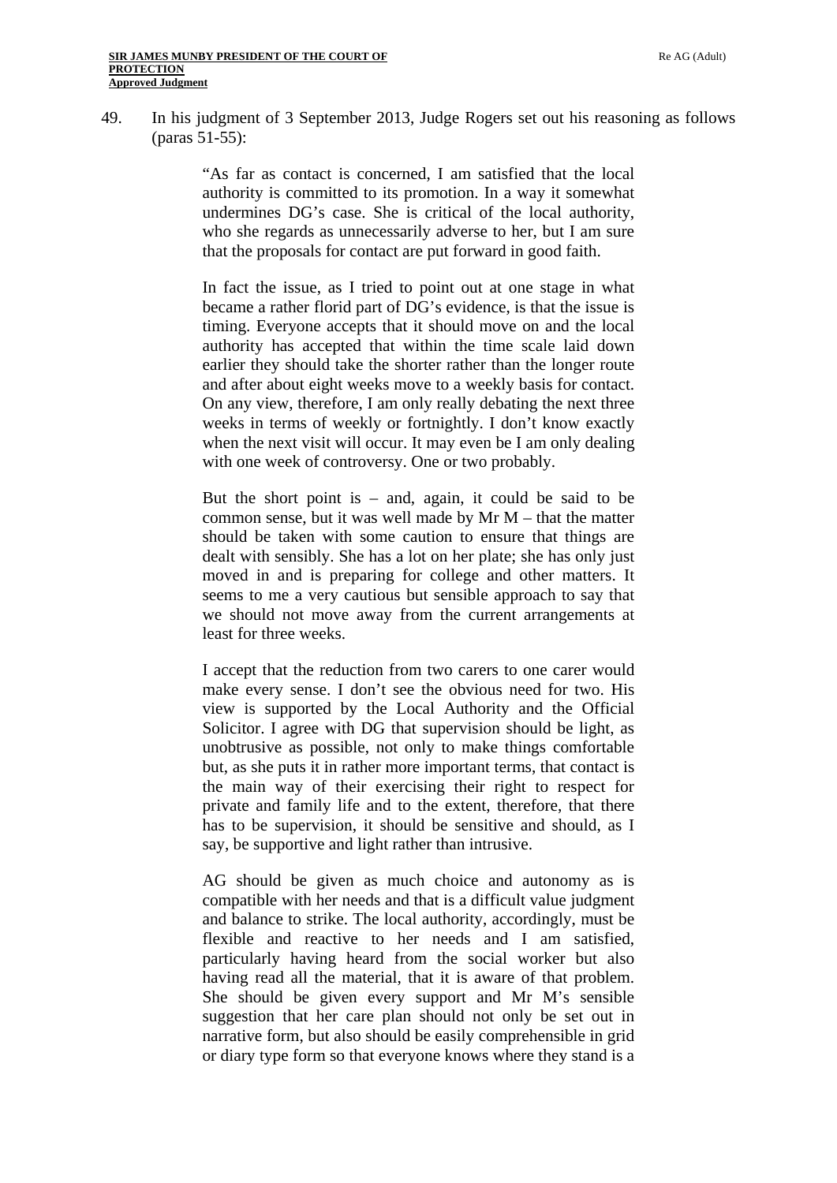49. In his judgment of 3 September 2013, Judge Rogers set out his reasoning as follows (paras 51-55):

> "As far as contact is concerned, I am satisfied that the local authority is committed to its promotion. In a way it somewhat undermines DG's case. She is critical of the local authority, who she regards as unnecessarily adverse to her, but I am sure that the proposals for contact are put forward in good faith.
>
> In fact the issue, as I tried to point out at one stage in what became a rather florid part of DG's evidence, is that the issue is timing. Everyone accepts that it should move on and the local authority has accepted that within the time scale laid down earlier they should take the shorter rather than the longer route and after about eight weeks move to a weekly basis for contact. On any view, therefore, I am only really debating the next three weeks in terms of weekly or fortnightly. I don't know exactly when the next visit will occur. It may even be I am only dealing with one week of controversy. One or two probably.
>
> But the short point is – and, again, it could be said to be common sense, but it was well made by Mr M – that the matter should be taken with some caution to ensure that things are dealt with sensibly. She has a lot on her plate; she has only just moved in and is preparing for college and other matters. It seems to me a very cautious but sensible approach to say that we should not move away from the current arrangements at least for three weeks.
>
> I accept that the reduction from two carers to one carer would make every sense. I don't see the obvious need for two. His view is supported by the Local Authority and the Official Solicitor. I agree with DG that supervision should be light, as unobtrusive as possible, not only to make things comfortable but, as she puts it in rather more important terms, that contact is the main way of their exercising their right to respect for private and family life and to the extent, therefore, that there has to be supervision, it should be sensitive and should, as I say, be supportive and light rather than intrusive.
>
> AG should be given as much choice and autonomy as is compatible with her needs and that is a difficult value judgment and balance to strike. The local authority, accordingly, must be flexible and reactive to her needs and I am satisfied, particularly having heard from the social worker but also having read all the material, that it is aware of that problem. She should be given every support and Mr M's sensible suggestion that her care plan should not only be set out in narrative form, but also should be easily comprehensible in grid or diary type form so that everyone knows where they stand is a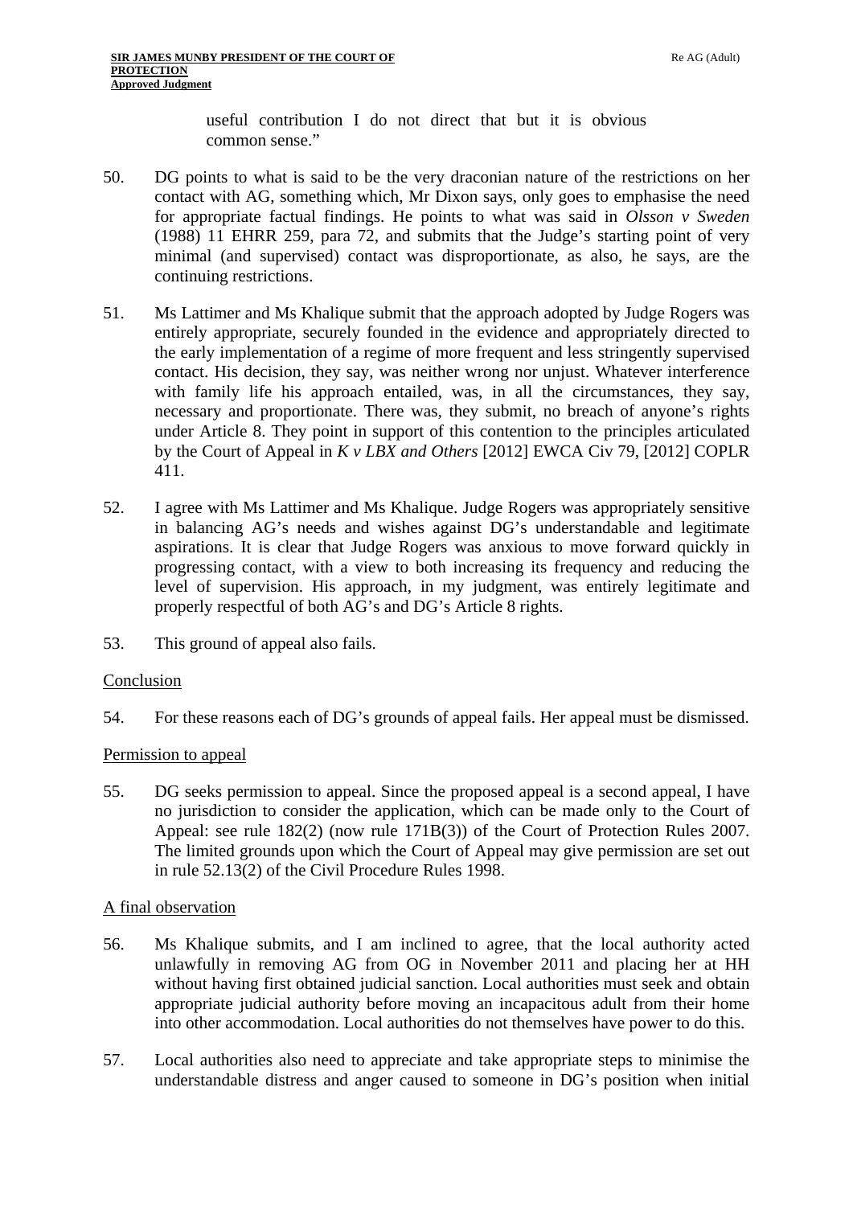useful contribution I do not direct that but it is obvious common sense."

50. DG points to what is said to be the very draconian nature of the restrictions on her contact with AG, something which, Mr Dixon says, only goes to emphasise the need for appropriate factual findings. He points to what was said in *Olsson v Sweden* (1988) 11 EHRR 259, para 72, and submits that the Judge's starting point of very minimal (and supervised) contact was disproportionate, as also, he says, are the continuing restrictions.

51. Ms Lattimer and Ms Khalique submit that the approach adopted by Judge Rogers was entirely appropriate, securely founded in the evidence and appropriately directed to the early implementation of a regime of more frequent and less stringently supervised contact. His decision, they say, was neither wrong nor unjust. Whatever interference with family life his approach entailed, was, in all the circumstances, they say, necessary and proportionate. There was, they submit, no breach of anyone's rights under Article 8. They point in support of this contention to the principles articulated by the Court of Appeal in *K v LBX and Others* [2012] EWCA Civ 79, [2012] COPLR 411.

52. I agree with Ms Lattimer and Ms Khalique. Judge Rogers was appropriately sensitive in balancing AG's needs and wishes against DG's understandable and legitimate aspirations. It is clear that Judge Rogers was anxious to move forward quickly in progressing contact, with a view to both increasing its frequency and reducing the level of supervision. His approach, in my judgment, was entirely legitimate and properly respectful of both AG's and DG's Article 8 rights.

53. This ground of appeal also fails.

## Conclusion

54. For these reasons each of DG's grounds of appeal fails. Her appeal must be dismissed.

## Permission to appeal

55. DG seeks permission to appeal. Since the proposed appeal is a second appeal, I have no jurisdiction to consider the application, which can be made only to the Court of Appeal: see rule 182(2) (now rule 171B(3)) of the Court of Protection Rules 2007. The limited grounds upon which the Court of Appeal may give permission are set out in rule 52.13(2) of the Civil Procedure Rules 1998.

## A final observation

56. Ms Khalique submits, and I am inclined to agree, that the local authority acted unlawfully in removing AG from OG in November 2011 and placing her at HH without having first obtained judicial sanction. Local authorities must seek and obtain appropriate judicial authority before moving an incapacitous adult from their home into other accommodation. Local authorities do not themselves have power to do this.

57. Local authorities also need to appreciate and take appropriate steps to minimise the understandable distress and anger caused to someone in DG's position when initial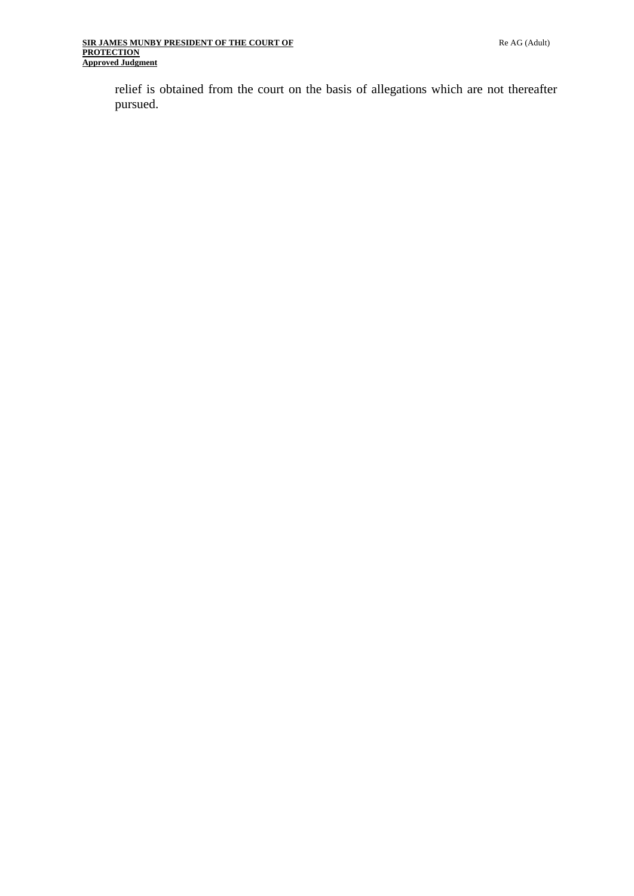relief is obtained from the court on the basis of allegations which are not thereafter pursued.